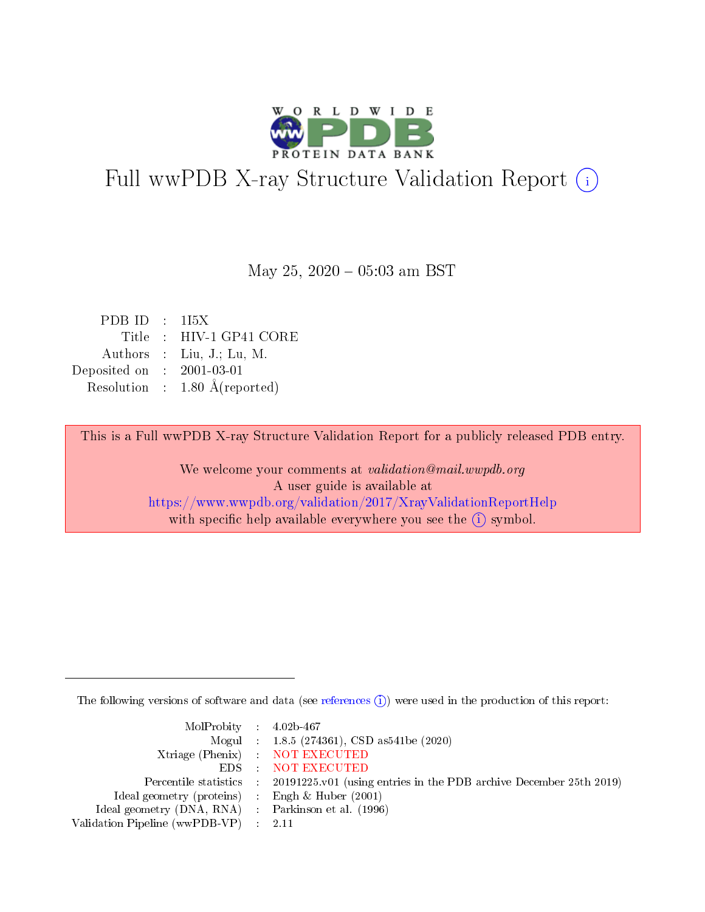# Full wwPDB X-ray Structure Validation Report (i)

May 25, 2020 – 05:03 am BST

| | | |
|---|---|---|
| PDB ID | : | 1I5X |
| Title | : | HIV-1 GP41 CORE |
| Authors | : | Liu, J.; Lu, M. |
| Deposited on | : | 2001-03-01 |
| Resolution | : | 1.80 Å(reported) |

This is a Full wwPDB X-ray Structure Validation Report for a publicly released PDB entry.

We welcome your comments at *validation@mail.wwpdb.org*
A user guide is available at
https://www.wwpdb.org/validation/2017/XrayValidationReportHelp
with specific help available everywhere you see the (i) symbol.

The following versions of software and data (see references (i)) were used in the production of this report:

| | | |
|---|---|---|
| MolProbity | : | 4.02b-467 |
| Mogul | : | 1.8.5 (274361), CSD as541be (2020) |
| Xtriage (Phenix) | : | NOT EXECUTED |
| EDS | : | NOT EXECUTED |
| Percentile statistics | : | 20191225.v01 (using entries in the PDB archive December 25th 2019) |
| Ideal geometry (proteins) | : | Engh & Huber (2001) |
| Ideal geometry (DNA, RNA) | : | Parkinson et al. (1996) |
| Validation Pipeline (wwPDB-VP) | : | 2.11 |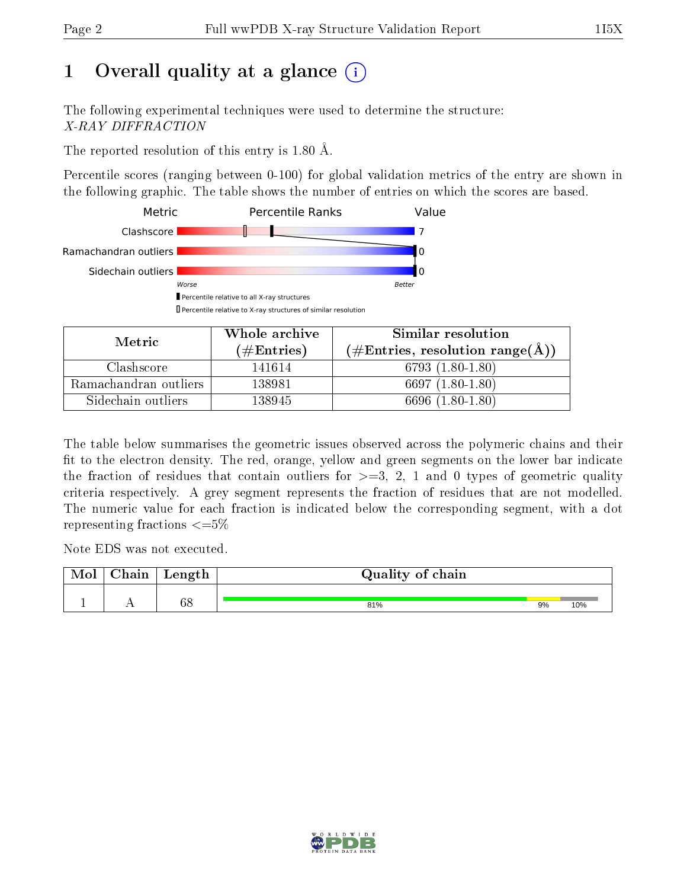# 1 Overall quality at a glance (i)

The following experimental techniques were used to determine the structure:
*X-RAY DIFFRACTION*

The reported resolution of this entry is 1.80 Å.

Percentile scores (ranging between 0-100) for global validation metrics of the entry are shown in the following graphic. The table shows the number of entries on which the scores are based.

| Metric | Percentile Ranks | Value |
|---|---|---|
| Clashscore | | 7 |
| Ramachandran outliers | | 0 |
| Sidechain outliers | | 0 |

Worse — Better

▮ Percentile relative to all X-ray structures
▯ Percentile relative to X-ray structures of similar resolution

| Metric | Whole archive (#Entries) | Similar resolution (#Entries, resolution range(Å)) |
|---|---|---|
| Clashscore | 141614 | 6793 (1.80-1.80) |
| Ramachandran outliers | 138981 | 6697 (1.80-1.80) |
| Sidechain outliers | 138945 | 6696 (1.80-1.80) |

The table below summarises the geometric issues observed across the polymeric chains and their fit to the electron density. The red, orange, yellow and green segments on the lower bar indicate the fraction of residues that contain outliers for >=3, 2, 1 and 0 types of geometric quality criteria respectively. A grey segment represents the fraction of residues that are not modelled. The numeric value for each fraction is indicated below the corresponding segment, with a dot representing fractions <=5%

Note EDS was not executed.

| Mol | Chain | Length | Quality of chain |
|---|---|---|---|
| 1 | A | 68 | 81% 9% 10% |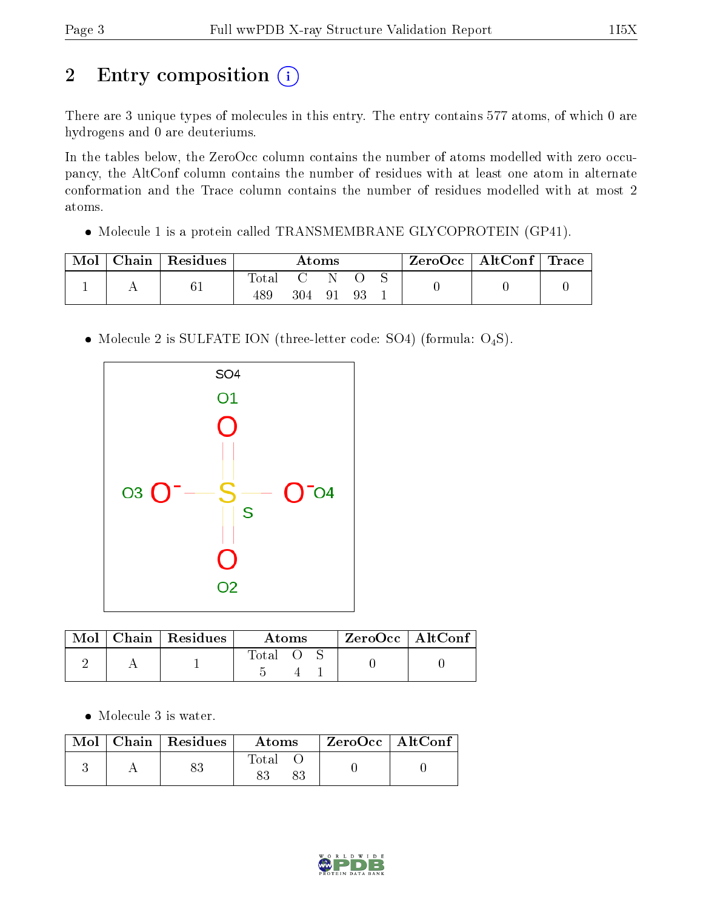## 2 Entry composition

There are 3 unique types of molecules in this entry. The entry contains 577 atoms, of which 0 are hydrogens and 0 are deuteriums.

In the tables below, the ZeroOcc column contains the number of atoms modelled with zero occupancy, the AltConf column contains the number of residues with at least one atom in alternate conformation and the Trace column contains the number of residues modelled with at most 2 atoms.

- Molecule 1 is a protein called TRANSMEMBRANE GLYCOPROTEIN (GP41).

| Mol | Chain | Residues | Atoms | | | | | ZeroOcc | AltConf | Trace |
|---|---|---|---|---|---|---|---|---|---|---|
| | | | Total | C | N | O | S | | | |
| 1 | A | 61 | 489 | 304 | 91 | 93 | 1 | 0 | 0 | 0 |

- Molecule 2 is SULFATE ION (three-letter code: SO4) (formula: $O_4S$).

| Mol | Chain | Residues | Atoms | | | ZeroOcc | AltConf |
|---|---|---|---|---|---|---|---|
| | | | Total | O | S | | |
| 2 | A | 1 | 5 | 4 | 1 | 0 | 0 |

- Molecule 3 is water.

| Mol | Chain | Residues | Atoms | | ZeroOcc | AltConf |
|---|---|---|---|---|---|---|
| | | | Total | O | | |
| 3 | A | 83 | 83 | 83 | 0 | 0 |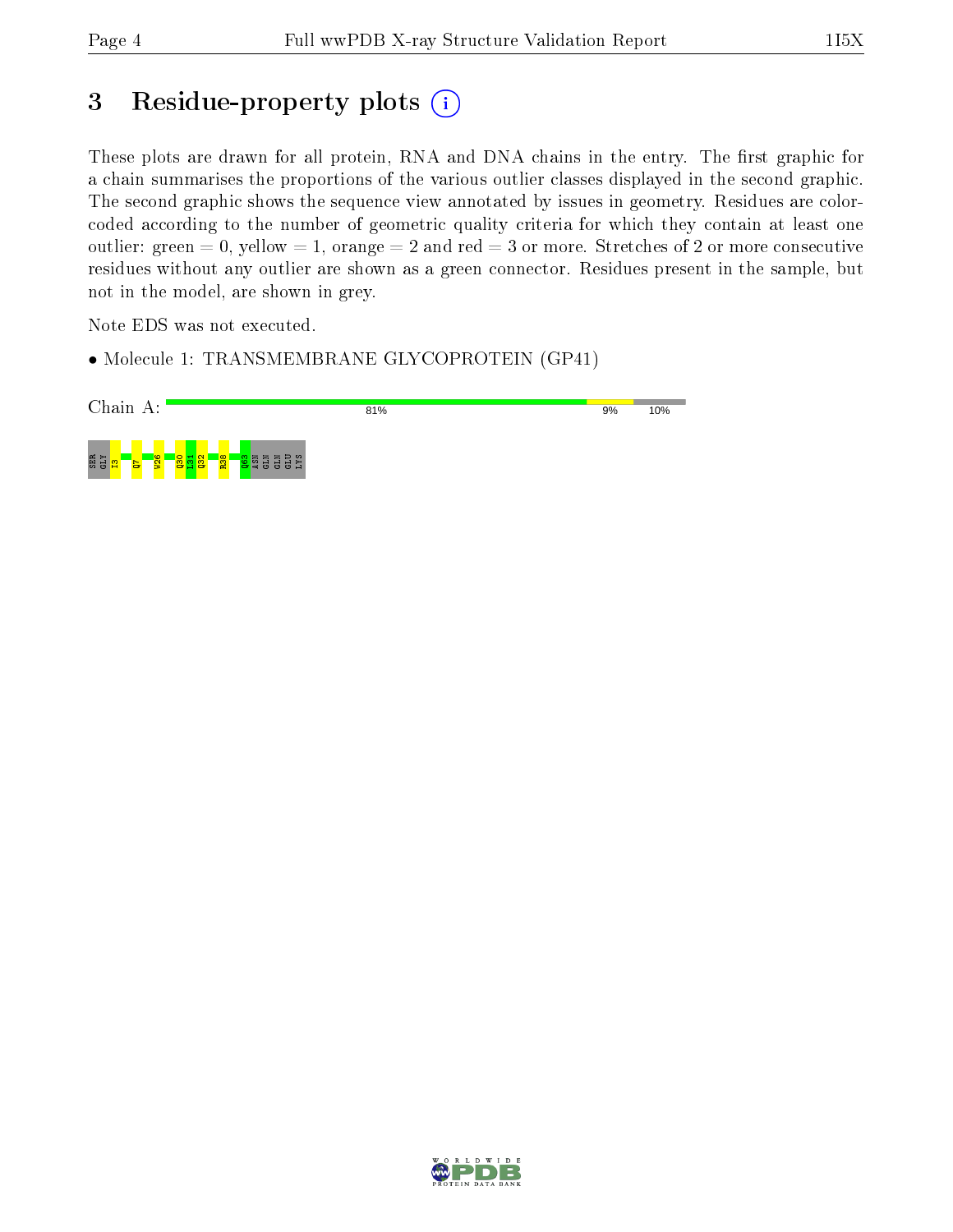# 3 Residue-property plots

These plots are drawn for all protein, RNA and DNA chains in the entry. The first graphic for a chain summarises the proportions of the various outlier classes displayed in the second graphic. The second graphic shows the sequence view annotated by issues in geometry. Residues are color-coded according to the number of geometric quality criteria for which they contain at least one outlier: green = 0, yellow = 1, orange = 2 and red = 3 or more. Stretches of 2 or more consecutive residues without any outlier are shown as a green connector. Residues present in the sample, but not in the model, are shown in grey.

Note EDS was not executed.

- Molecule 1: TRANSMEMBRANE GLYCOPROTEIN (GP41)

Chain A: 81% 9% 10%

SER GLY I3 Q7 W26 Q30 L31 Q32 R38 Q63 ASN GLN GLN GLU LYS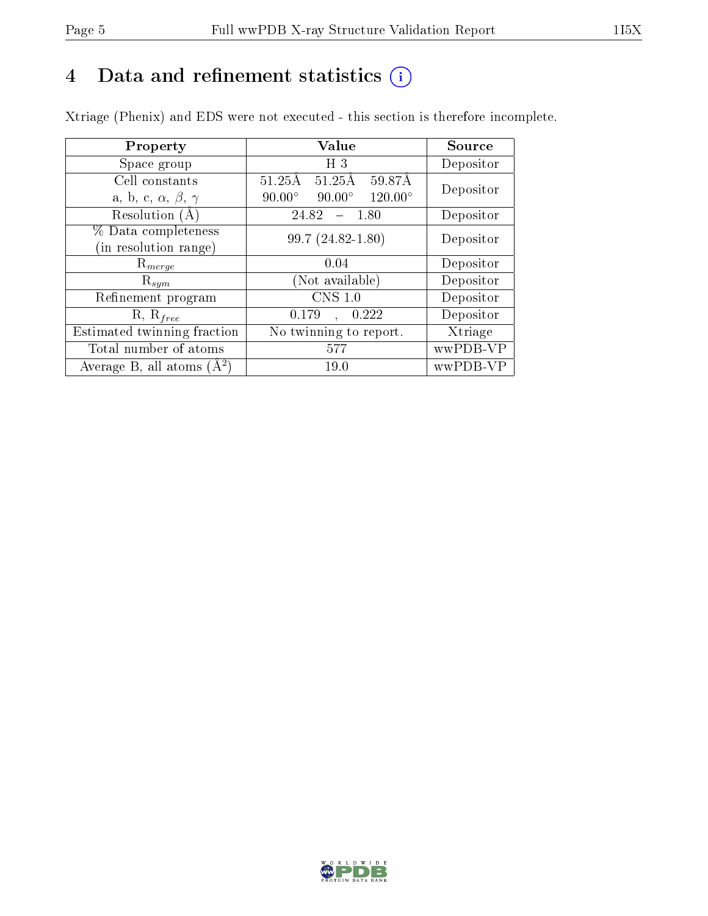# 4 Data and refinement statistics (i)

Xtriage (Phenix) and EDS were not executed - this section is therefore incomplete.

| Property | Value | Source |
|---|---|---|
| Space group | H 3 | Depositor |
| Cell constants<br>a, b, c, $\alpha$, $\beta$, $\gamma$ | 51.25Å 51.25Å 59.87Å<br>90.00° 90.00° 120.00° | Depositor |
| Resolution (Å) | 24.82 – 1.80 | Depositor |
| % Data completeness<br>(in resolution range) | 99.7 (24.82-1.80) | Depositor |
| $R_{merge}$ | 0.04 | Depositor |
| $R_{sym}$ | (Not available) | Depositor |
| Refinement program | CNS 1.0 | Depositor |
| R, $R_{free}$ | 0.179 , 0.222 | Depositor |
| Estimated twinning fraction | No twinning to report. | Xtriage |
| Total number of atoms | 577 | wwPDB-VP |
| Average B, all atoms (Å$^2$) | 19.0 | wwPDB-VP |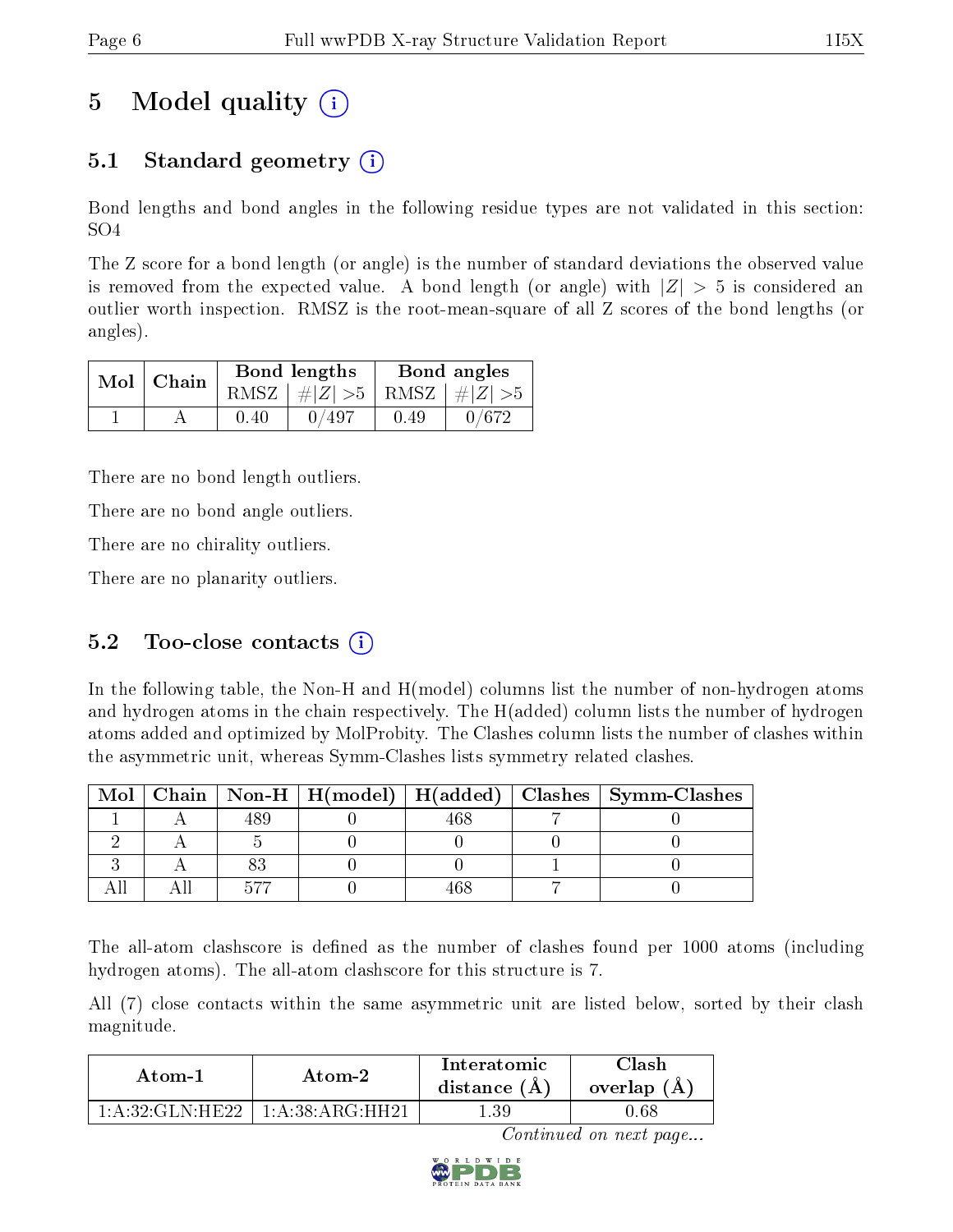# 5 Model quality

## 5.1 Standard geometry

Bond lengths and bond angles in the following residue types are not validated in this section: SO4

The Z score for a bond length (or angle) is the number of standard deviations the observed value is removed from the expected value. A bond length (or angle) with $|Z| > 5$ is considered an outlier worth inspection. RMSZ is the root-mean-square of all Z scores of the bond lengths (or angles).

| Mol | Chain | Bond lengths | | Bond angles | |
|---|---|---|---|---|---|
| | | RMSZ | $\#\|Z\| > 5$ | RMSZ | $\#\|Z\| > 5$ |
| 1 | A | 0.40 | 0/497 | 0.49 | 0/672 |

There are no bond length outliers.

There are no bond angle outliers.

There are no chirality outliers.

There are no planarity outliers.

## 5.2 Too-close contacts

In the following table, the Non-H and H(model) columns list the number of non-hydrogen atoms and hydrogen atoms in the chain respectively. The H(added) column lists the number of hydrogen atoms added and optimized by MolProbity. The Clashes column lists the number of clashes within the asymmetric unit, whereas Symm-Clashes lists symmetry related clashes.

| Mol | Chain | Non-H | H(model) | H(added) | Clashes | Symm-Clashes |
|---|---|---|---|---|---|---|
| 1 | A | 489 | 0 | 468 | 7 | 0 |
| 2 | A | 5 | 0 | 0 | 0 | 0 |
| 3 | A | 83 | 0 | 0 | 1 | 0 |
| All | All | 577 | 0 | 468 | 7 | 0 |

The all-atom clashscore is defined as the number of clashes found per 1000 atoms (including hydrogen atoms). The all-atom clashscore for this structure is 7.

All (7) close contacts within the same asymmetric unit are listed below, sorted by their clash magnitude.

| Atom-1 | Atom-2 | Interatomic distance (Å) | Clash overlap (Å) |
|---|---|---|---|
| 1:A:32:GLN:HE22 | 1:A:38:ARG:HH21 | 1.39 | 0.68 |

*Continued on next page...*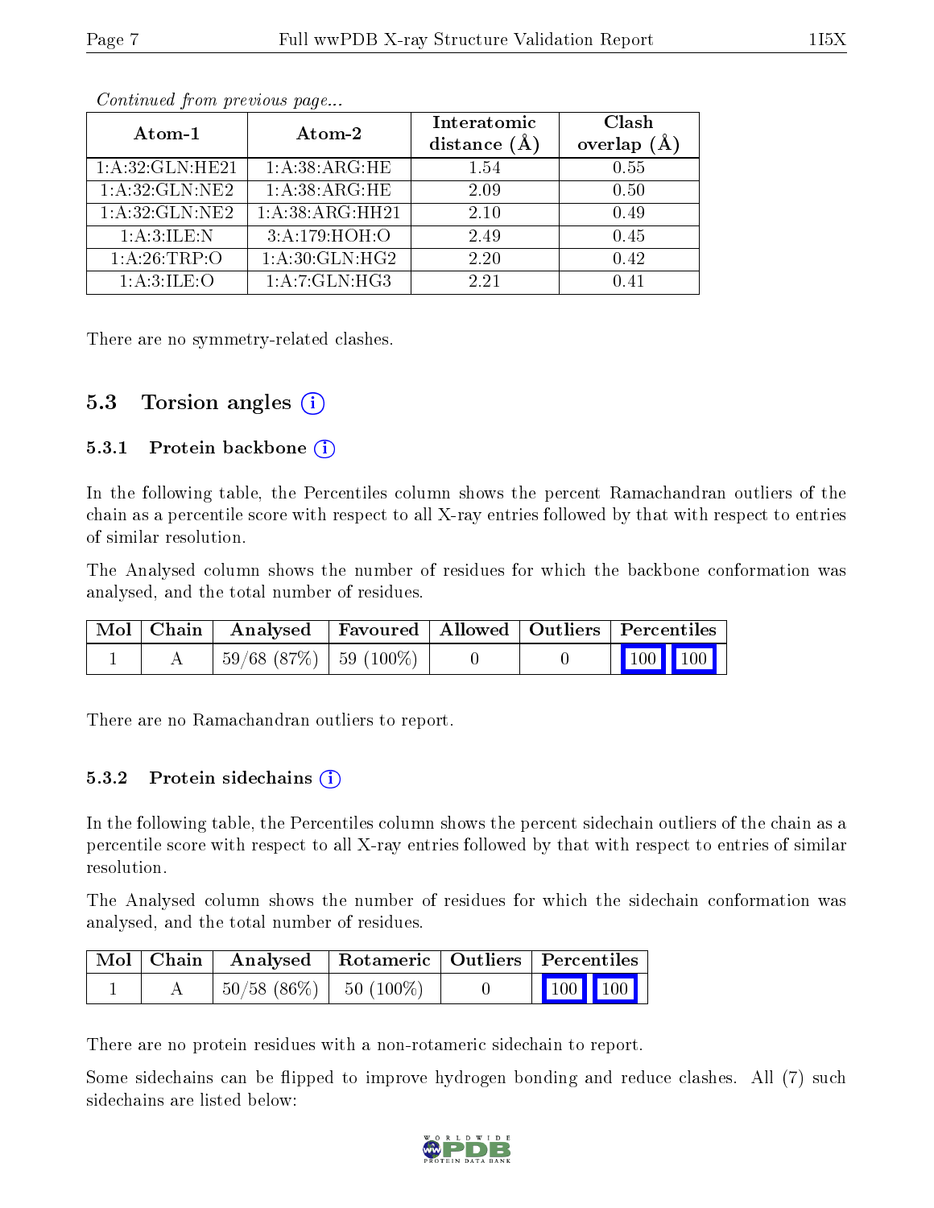*Continued from previous page...*

| Atom-1 | Atom-2 | Interatomic distance (Å) | Clash overlap (Å) |
|---|---|---|---|
| 1:A:32:GLN:HE21 | 1:A:38:ARG:HE | 1.54 | 0.55 |
| 1:A:32:GLN:NE2 | 1:A:38:ARG:HE | 2.09 | 0.50 |
| 1:A:32:GLN:NE2 | 1:A:38:ARG:HH21 | 2.10 | 0.49 |
| 1:A:3:ILE:N | 3:A:179:HOH:O | 2.49 | 0.45 |
| 1:A:26:TRP:O | 1:A:30:GLN:HG2 | 2.20 | 0.42 |
| 1:A:3:ILE:O | 1:A:7:GLN:HG3 | 2.21 | 0.41 |

There are no symmetry-related clashes.

## 5.3 Torsion angles

### 5.3.1 Protein backbone

In the following table, the Percentiles column shows the percent Ramachandran outliers of the chain as a percentile score with respect to all X-ray entries followed by that with respect to entries of similar resolution.

The Analysed column shows the number of residues for which the backbone conformation was analysed, and the total number of residues.

| Mol | Chain | Analysed | Favoured | Allowed | Outliers | Percentiles |
|---|---|---|---|---|---|---|
| 1 | A | 59/68 (87%) | 59 (100%) | 0 | 0 | 100 100 |

There are no Ramachandran outliers to report.

### 5.3.2 Protein sidechains

In the following table, the Percentiles column shows the percent sidechain outliers of the chain as a percentile score with respect to all X-ray entries followed by that with respect to entries of similar resolution.

The Analysed column shows the number of residues for which the sidechain conformation was analysed, and the total number of residues.

| Mol | Chain | Analysed | Rotameric | Outliers | Percentiles |
|---|---|---|---|---|---|
| 1 | A | 50/58 (86%) | 50 (100%) | 0 | 100 100 |

There are no protein residues with a non-rotameric sidechain to report.

Some sidechains can be flipped to improve hydrogen bonding and reduce clashes. All (7) such sidechains are listed below: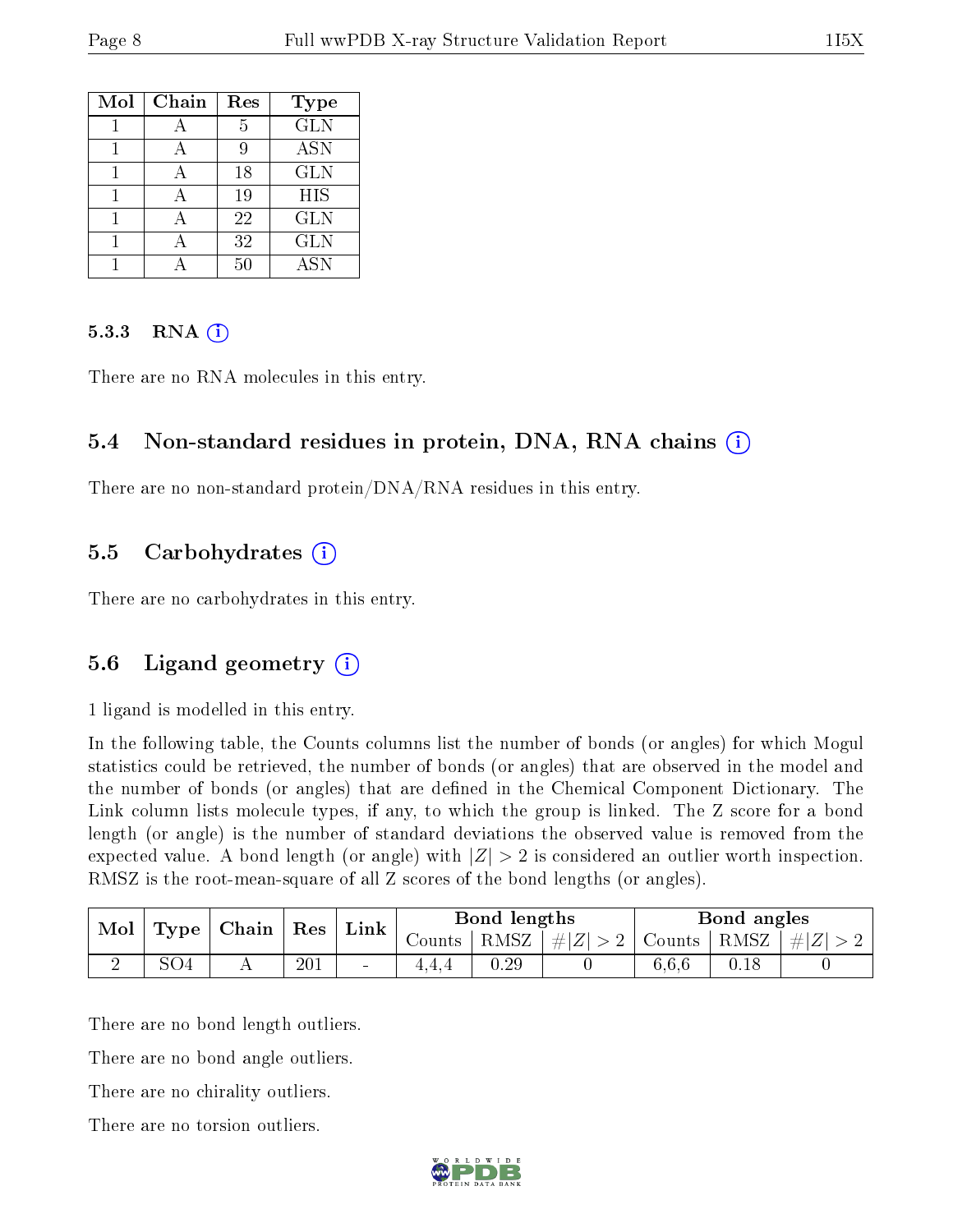| Mol | Chain | Res | Type |
|---|---|---|---|
| 1 | A | 5 | GLN |
| 1 | A | 9 | ASN |
| 1 | A | 18 | GLN |
| 1 | A | 19 | HIS |
| 1 | A | 22 | GLN |
| 1 | A | 32 | GLN |
| 1 | A | 50 | ASN |

#### 5.3.3 RNA (i)

There are no RNA molecules in this entry.

### 5.4 Non-standard residues in protein, DNA, RNA chains (i)

There are no non-standard protein/DNA/RNA residues in this entry.

### 5.5 Carbohydrates (i)

There are no carbohydrates in this entry.

### 5.6 Ligand geometry (i)

1 ligand is modelled in this entry.

In the following table, the Counts columns list the number of bonds (or angles) for which Mogul statistics could be retrieved, the number of bonds (or angles) that are observed in the model and the number of bonds (or angles) that are defined in the Chemical Component Dictionary. The Link column lists molecule types, if any, to which the group is linked. The Z score for a bond length (or angle) is the number of standard deviations the observed value is removed from the expected value. A bond length (or angle) with $|Z| > 2$ is considered an outlier worth inspection. RMSZ is the root-mean-square of all Z scores of the bond lengths (or angles).

| Mol | Type | Chain | Res | Link | Bond lengths | | | Bond angles | | |
|---|---|---|---|---|---|---|---|---|---|---|
| | | | | | Counts | RMSZ | $\#\|Z\| > 2$ | Counts | RMSZ | $\#\|Z\| > 2$ |
| 2 | SO4 | A | 201 | - | 4,4,4 | 0.29 | 0 | 6,6,6 | 0.18 | 0 |

There are no bond length outliers.

There are no bond angle outliers.

There are no chirality outliers.

There are no torsion outliers.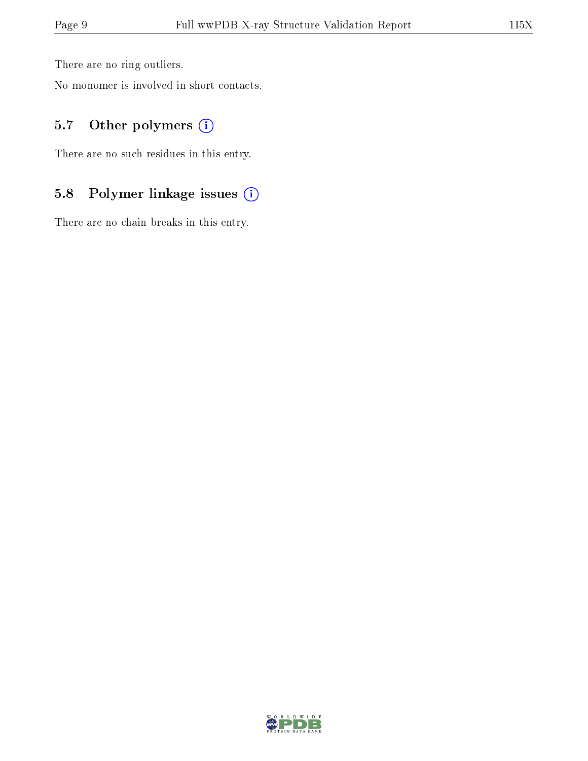There are no ring outliers.

No monomer is involved in short contacts.

### 5.7 Other polymers

There are no such residues in this entry.

### 5.8 Polymer linkage issues

There are no chain breaks in this entry.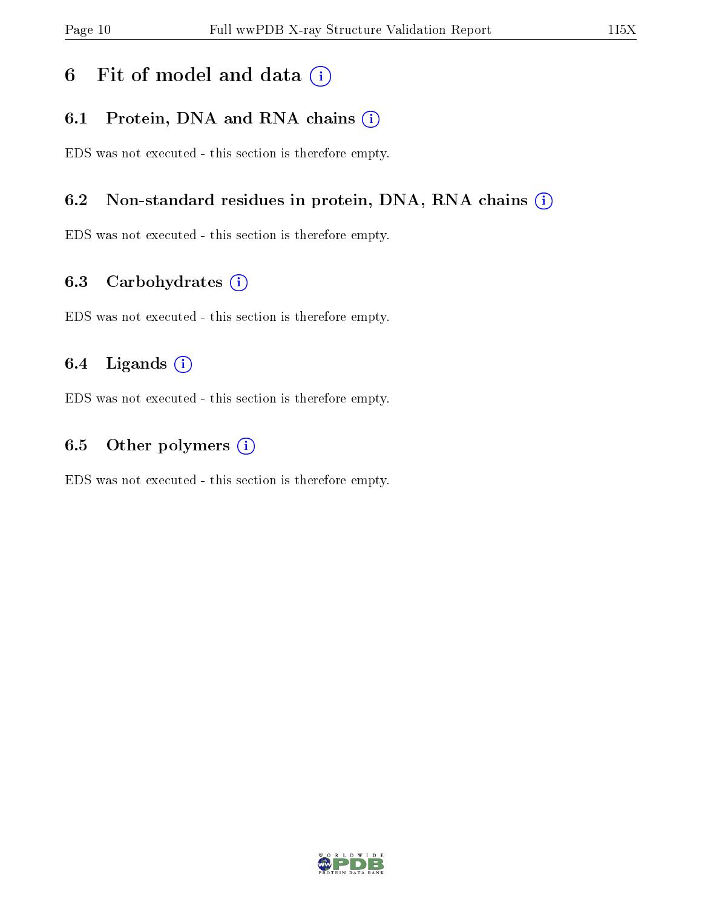# 6 Fit of model and data

## 6.1 Protein, DNA and RNA chains

EDS was not executed - this section is therefore empty.

## 6.2 Non-standard residues in protein, DNA, RNA chains

EDS was not executed - this section is therefore empty.

## 6.3 Carbohydrates

EDS was not executed - this section is therefore empty.

## 6.4 Ligands

EDS was not executed - this section is therefore empty.

## 6.5 Other polymers

EDS was not executed - this section is therefore empty.